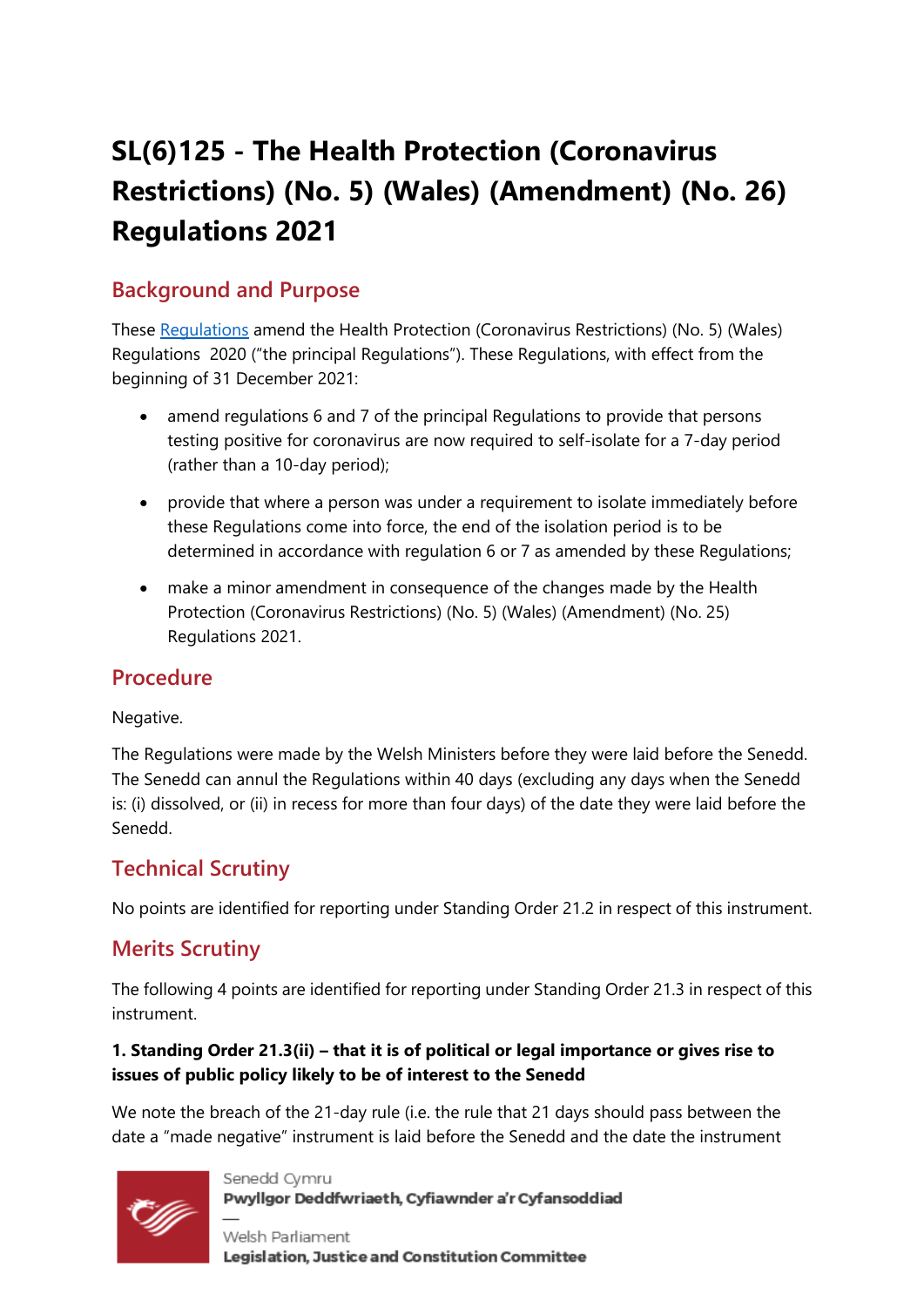# SL(6)125 - The Health Protection (Coronavirus Restrictions) (No. 5) (Wales) (Amendment) (No. 26) Regulations 2021

## Background and Purpose

These [Regulations](https://business.senedd.wales/) amend the Health Protection (Coronavirus Restrictions) (No. 5) (Wales) Regulations 2020 ("the principal Regulations"). These Regulations, with effect from the beginning of 31 December 2021:

- amend regulations 6 and 7 of the principal Regulations to provide that persons testing positive for coronavirus are now required to self-isolate for a 7-day period (rather than a 10-day period);
- provide that where a person was under a requirement to isolate immediately before these Regulations come into force, the end of the isolation period is to be determined in accordance with regulation 6 or 7 as amended by these Regulations;
- make a minor amendment in consequence of the changes made by the Health Protection (Coronavirus Restrictions) (No. 5) (Wales) (Amendment) (No. 25) Regulations 2021.

## Procedure

Negative.

The Regulations were made by the Welsh Ministers before they were laid before the Senedd. The Senedd can annul the Regulations within 40 days (excluding any days when the Senedd is: (i) dissolved, or (ii) in recess for more than four days) of the date they were laid before the Senedd.

## Technical Scrutiny

No points are identified for reporting under Standing Order 21.2 in respect of this instrument.

## Merits Scrutiny

The following 4 points are identified for reporting under Standing Order 21.3 in respect of this instrument.

**1. Standing Order 21.3(ii) – that it is of political or legal importance or gives rise to issues of public policy likely to be of interest to the Senedd**

We note the breach of the 21-day rule (i.e. the rule that 21 days should pass between the date a "made negative" instrument is laid before the Senedd and the date the instrument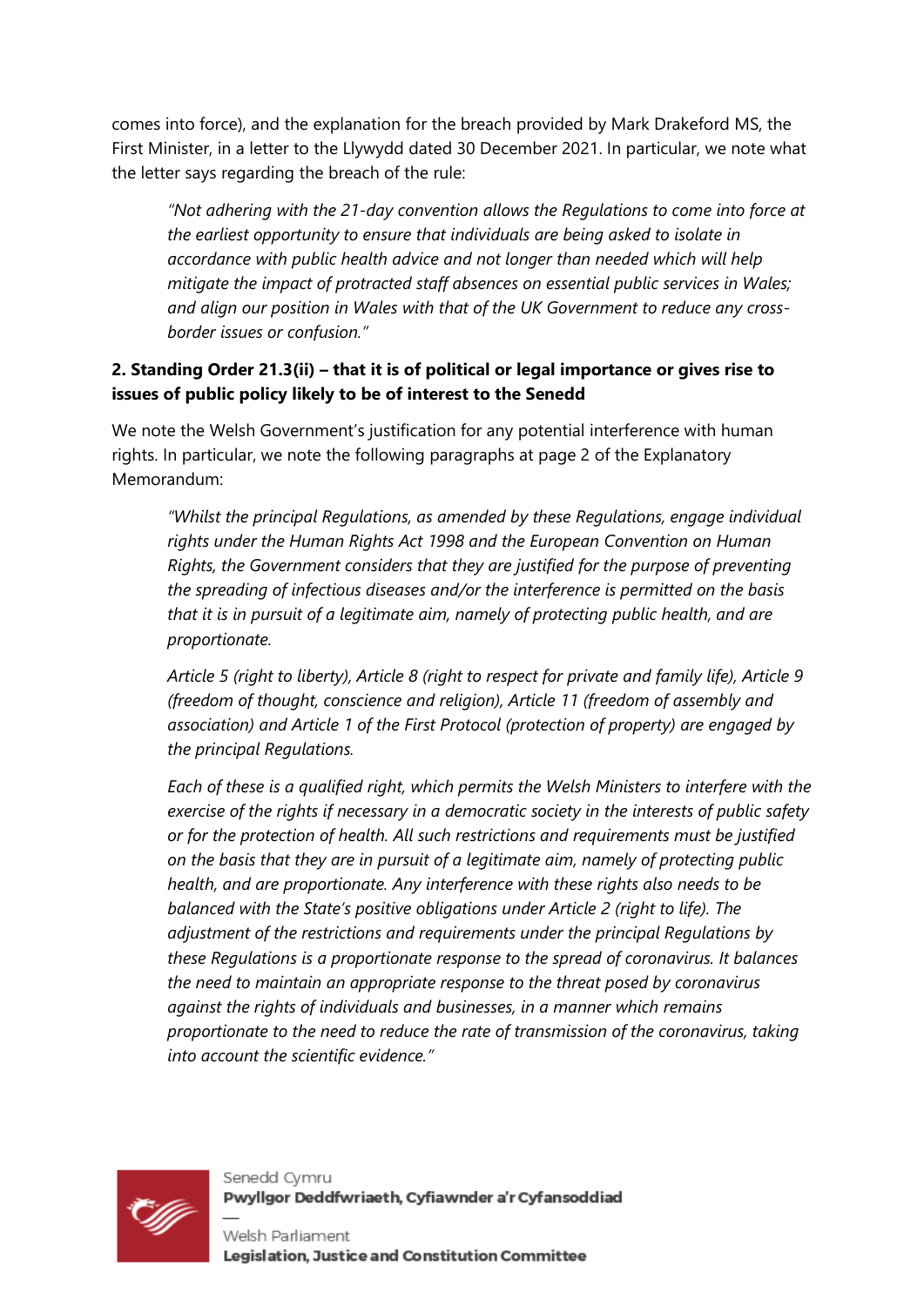comes into force), and the explanation for the breach provided by Mark Drakeford MS, the First Minister, in a letter to the Llywydd dated 30 December 2021. In particular, we note what the letter says regarding the breach of the rule:

> *"Not adhering with the 21-day convention allows the Regulations to come into force at the earliest opportunity to ensure that individuals are being asked to isolate in accordance with public health advice and not longer than needed which will help mitigate the impact of protracted staff absences on essential public services in Wales; and align our position in Wales with that of the UK Government to reduce any cross-border issues or confusion."*

**2. Standing Order 21.3(ii) – that it is of political or legal importance or gives rise to issues of public policy likely to be of interest to the Senedd**

We note the Welsh Government's justification for any potential interference with human rights. In particular, we note the following paragraphs at page 2 of the Explanatory Memorandum:

> *"Whilst the principal Regulations, as amended by these Regulations, engage individual rights under the Human Rights Act 1998 and the European Convention on Human Rights, the Government considers that they are justified for the purpose of preventing the spreading of infectious diseases and/or the interference is permitted on the basis that it is in pursuit of a legitimate aim, namely of protecting public health, and are proportionate.*
>
> *Article 5 (right to liberty), Article 8 (right to respect for private and family life), Article 9 (freedom of thought, conscience and religion), Article 11 (freedom of assembly and association) and Article 1 of the First Protocol (protection of property) are engaged by the principal Regulations.*
>
> *Each of these is a qualified right, which permits the Welsh Ministers to interfere with the exercise of the rights if necessary in a democratic society in the interests of public safety or for the protection of health. All such restrictions and requirements must be justified on the basis that they are in pursuit of a legitimate aim, namely of protecting public health, and are proportionate. Any interference with these rights also needs to be balanced with the State's positive obligations under Article 2 (right to life). The adjustment of the restrictions and requirements under the principal Regulations by these Regulations is a proportionate response to the spread of coronavirus. It balances the need to maintain an appropriate response to the threat posed by coronavirus against the rights of individuals and businesses, in a manner which remains proportionate to the need to reduce the rate of transmission of the coronavirus, taking into account the scientific evidence."*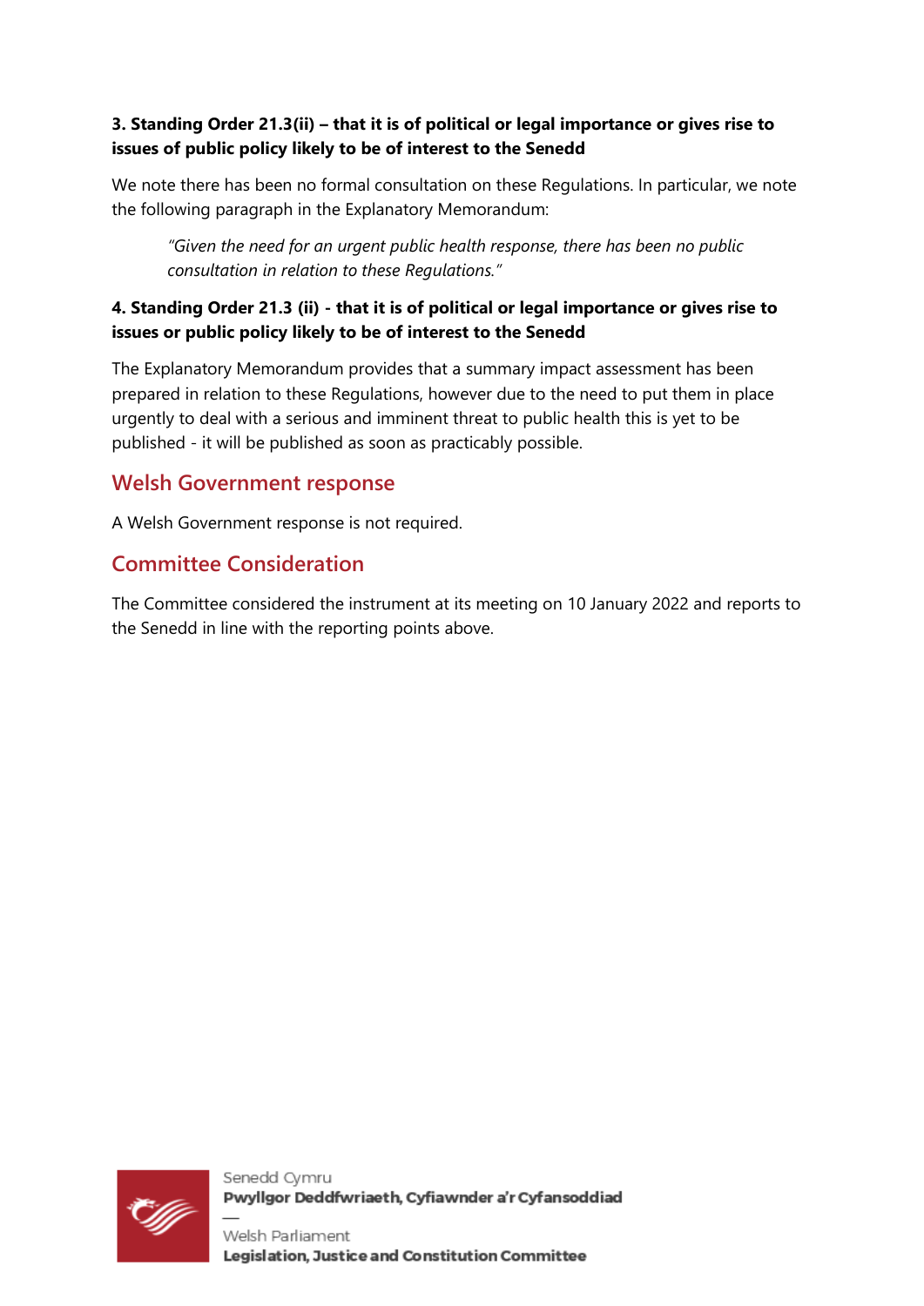**3. Standing Order 21.3(ii) – that it is of political or legal importance or gives rise to issues of public policy likely to be of interest to the Senedd**

We note there has been no formal consultation on these Regulations. In particular, we note the following paragraph in the Explanatory Memorandum:

> *"Given the need for an urgent public health response, there has been no public consultation in relation to these Regulations."*

**4. Standing Order 21.3 (ii) - that it is of political or legal importance or gives rise to issues or public policy likely to be of interest to the Senedd**

The Explanatory Memorandum provides that a summary impact assessment has been prepared in relation to these Regulations, however due to the need to put them in place urgently to deal with a serious and imminent threat to public health this is yet to be published - it will be published as soon as practicably possible.

## Welsh Government response

A Welsh Government response is not required.

## Committee Consideration

The Committee considered the instrument at its meeting on 10 January 2022 and reports to the Senedd in line with the reporting points above.